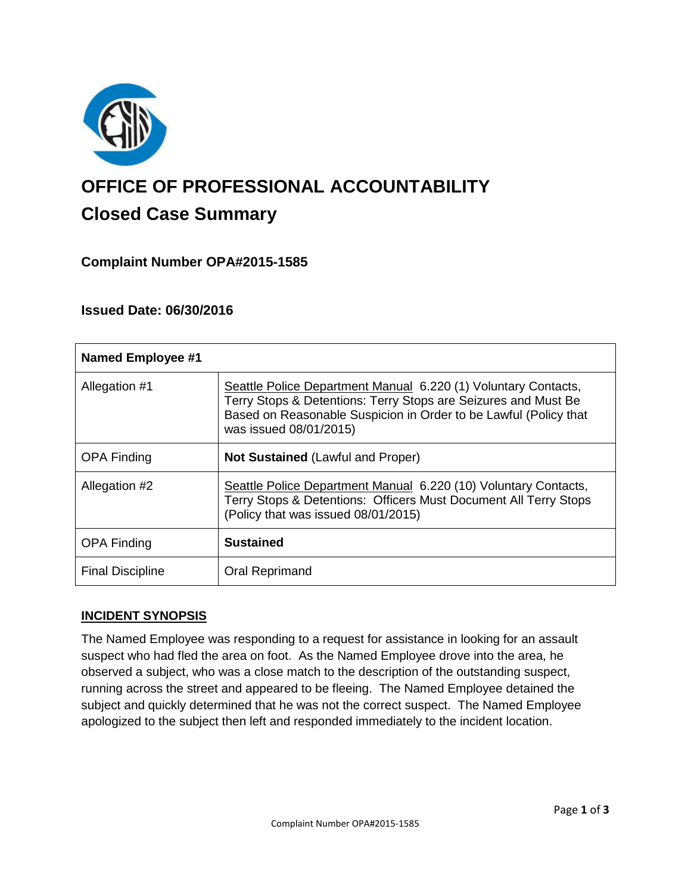# OFFICE OF PROFESSIONAL ACCOUNTABILITY

## Closed Case Summary

### Complaint Number OPA#2015-1585

### Issued Date: 06/30/2016

| Named Employee #1 | |
|---|---|
| Allegation #1 | Seattle Police Department Manual 6.220 (1) Voluntary Contacts, Terry Stops & Detentions: Terry Stops are Seizures and Must Be Based on Reasonable Suspicion in Order to be Lawful (Policy that was issued 08/01/2015) |
| OPA Finding | **Not Sustained** (Lawful and Proper) |
| Allegation #2 | Seattle Police Department Manual 6.220 (10) Voluntary Contacts, Terry Stops & Detentions: Officers Must Document All Terry Stops (Policy that was issued 08/01/2015) |
| OPA Finding | **Sustained** |
| Final Discipline | Oral Reprimand |

**INCIDENT SYNOPSIS**

The Named Employee was responding to a request for assistance in looking for an assault suspect who had fled the area on foot. As the Named Employee drove into the area, he observed a subject, who was a close match to the description of the outstanding suspect, running across the street and appeared to be fleeing. The Named Employee detained the subject and quickly determined that he was not the correct suspect. The Named Employee apologized to the subject then left and responded immediately to the incident location.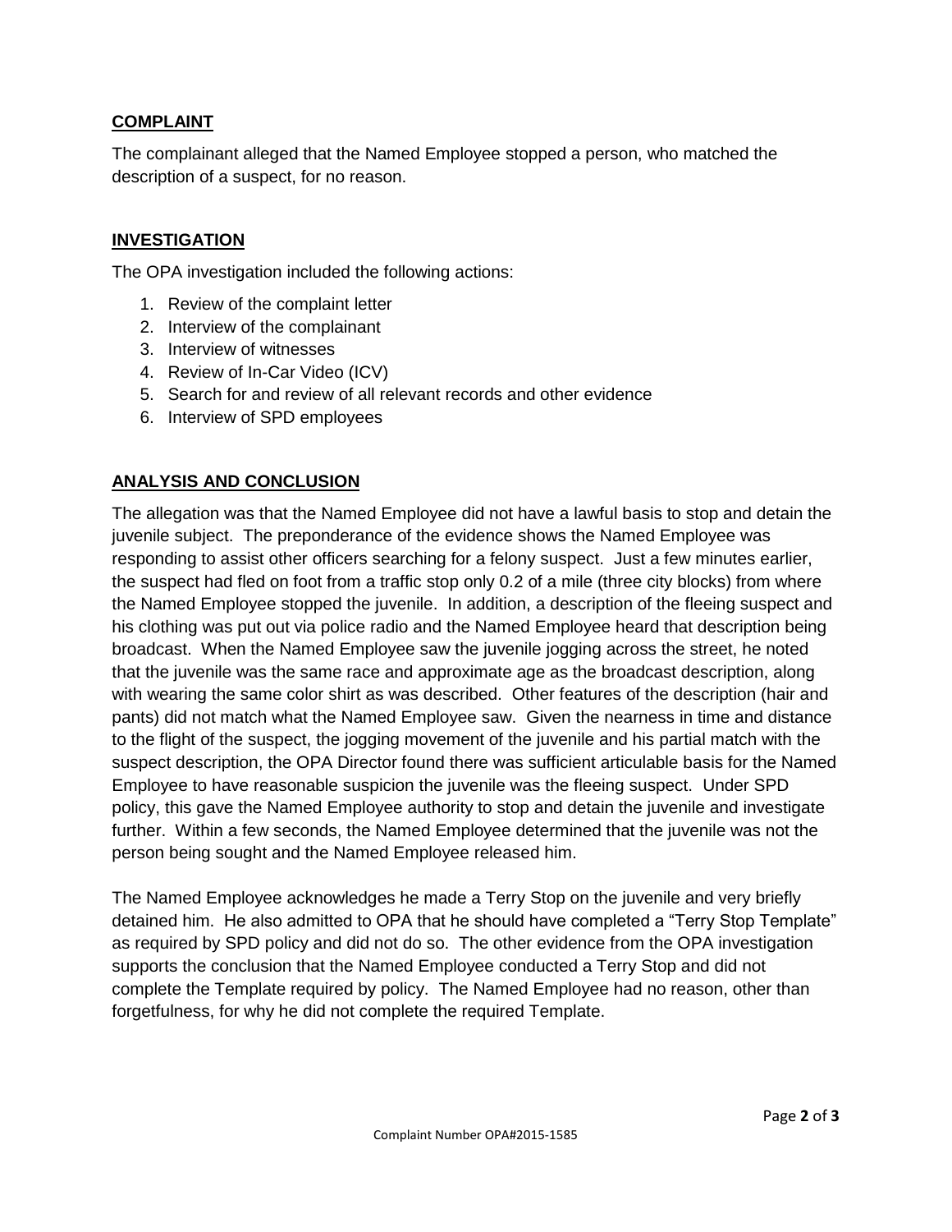## COMPLAINT

The complainant alleged that the Named Employee stopped a person, who matched the description of a suspect, for no reason.

## INVESTIGATION

The OPA investigation included the following actions:

1. Review of the complaint letter
2. Interview of the complainant
3. Interview of witnesses
4. Review of In-Car Video (ICV)
5. Search for and review of all relevant records and other evidence
6. Interview of SPD employees

## ANALYSIS AND CONCLUSION

The allegation was that the Named Employee did not have a lawful basis to stop and detain the juvenile subject. The preponderance of the evidence shows the Named Employee was responding to assist other officers searching for a felony suspect. Just a few minutes earlier, the suspect had fled on foot from a traffic stop only 0.2 of a mile (three city blocks) from where the Named Employee stopped the juvenile. In addition, a description of the fleeing suspect and his clothing was put out via police radio and the Named Employee heard that description being broadcast. When the Named Employee saw the juvenile jogging across the street, he noted that the juvenile was the same race and approximate age as the broadcast description, along with wearing the same color shirt as was described. Other features of the description (hair and pants) did not match what the Named Employee saw. Given the nearness in time and distance to the flight of the suspect, the jogging movement of the juvenile and his partial match with the suspect description, the OPA Director found there was sufficient articulable basis for the Named Employee to have reasonable suspicion the juvenile was the fleeing suspect. Under SPD policy, this gave the Named Employee authority to stop and detain the juvenile and investigate further. Within a few seconds, the Named Employee determined that the juvenile was not the person being sought and the Named Employee released him.

The Named Employee acknowledges he made a Terry Stop on the juvenile and very briefly detained him. He also admitted to OPA that he should have completed a "Terry Stop Template" as required by SPD policy and did not do so. The other evidence from the OPA investigation supports the conclusion that the Named Employee conducted a Terry Stop and did not complete the Template required by policy. The Named Employee had no reason, other than forgetfulness, for why he did not complete the required Template.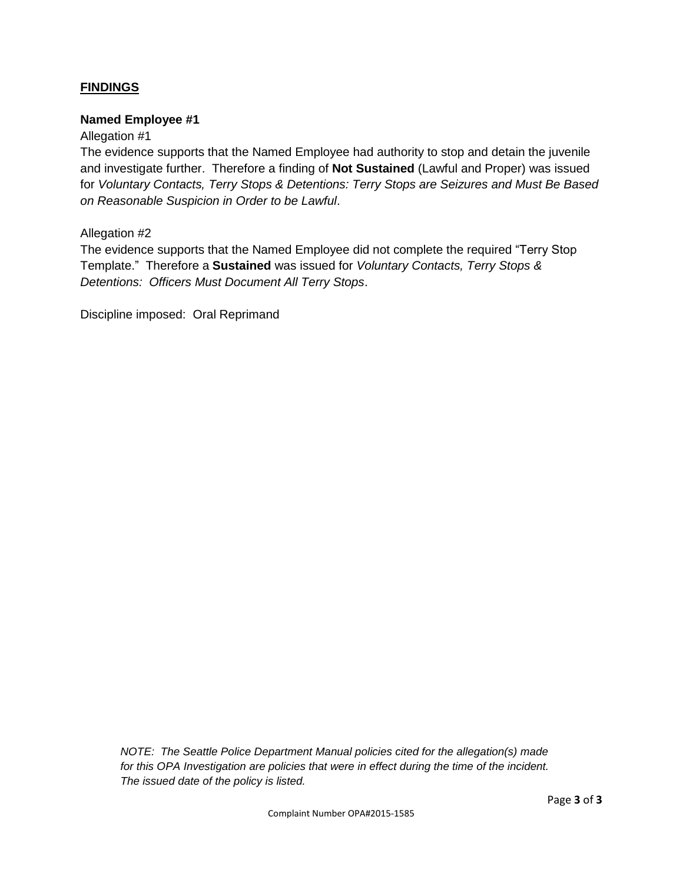## FINDINGS

**Named Employee #1**

Allegation #1

The evidence supports that the Named Employee had authority to stop and detain the juvenile and investigate further. Therefore a finding of **Not Sustained** (Lawful and Proper) was issued for *Voluntary Contacts, Terry Stops & Detentions: Terry Stops are Seizures and Must Be Based on Reasonable Suspicion in Order to be Lawful*.

Allegation #2

The evidence supports that the Named Employee did not complete the required "Terry Stop Template." Therefore a **Sustained** was issued for *Voluntary Contacts, Terry Stops & Detentions: Officers Must Document All Terry Stops*.

Discipline imposed: Oral Reprimand

*NOTE: The Seattle Police Department Manual policies cited for the allegation(s) made for this OPA Investigation are policies that were in effect during the time of the incident. The issued date of the policy is listed.*

Complaint Number OPA#2015-1585